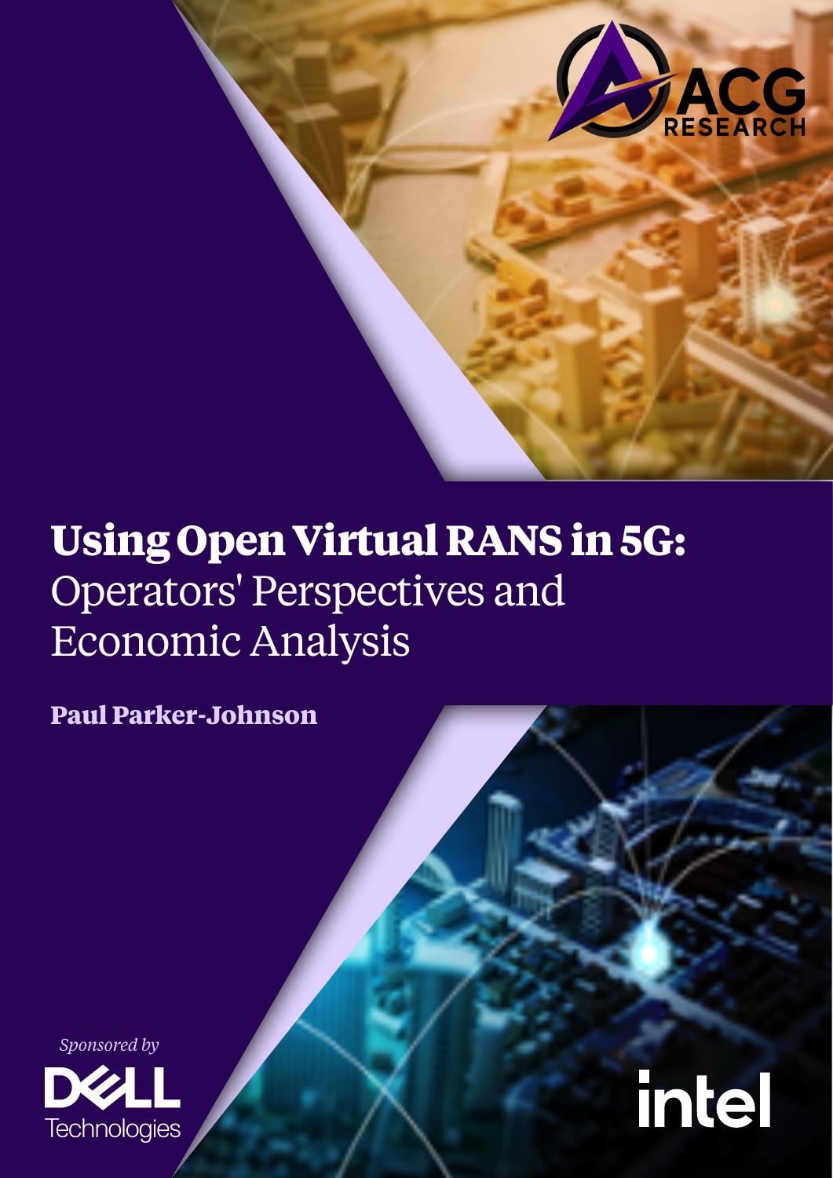ACG RESEARCH

# Using Open Virtual RANS in 5G: Operators' Perspectives and Economic Analysis

**Paul Parker-Johnson**

*Sponsored by*

DELL Technologies

intel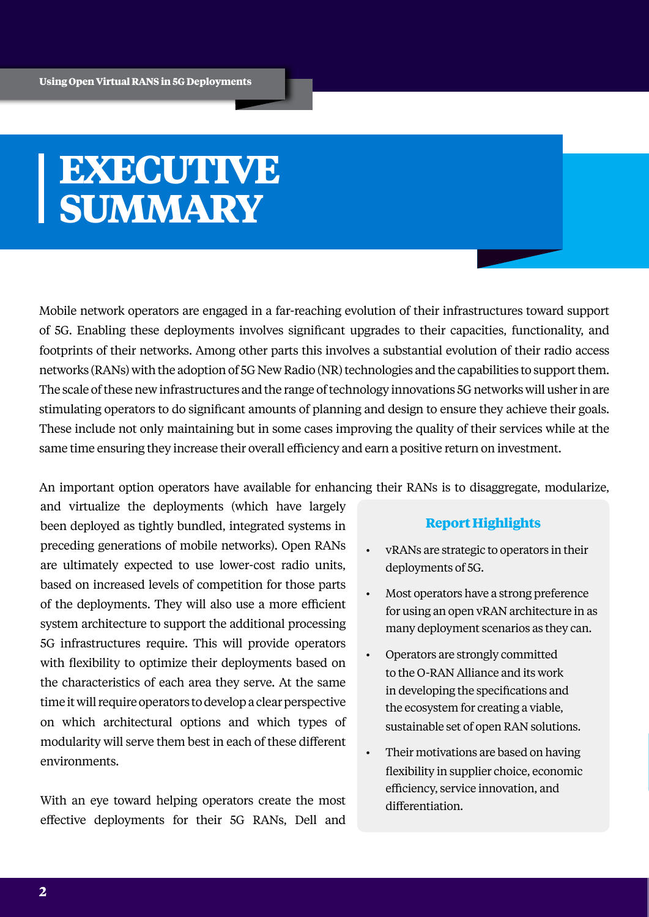# EXECUTIVE SUMMARY

Mobile network operators are engaged in a far-reaching evolution of their infrastructures toward support of 5G. Enabling these deployments involves significant upgrades to their capacities, functionality, and footprints of their networks. Among other parts this involves a substantial evolution of their radio access networks (RANs) with the adoption of 5G New Radio (NR) technologies and the capabilities to support them. The scale of these new infrastructures and the range of technology innovations 5G networks will usher in are stimulating operators to do significant amounts of planning and design to ensure they achieve their goals. These include not only maintaining but in some cases improving the quality of their services while at the same time ensuring they increase their overall efficiency and earn a positive return on investment.

An important option operators have available for enhancing their RANs is to disaggregate, modularize, and virtualize the deployments (which have largely been deployed as tightly bundled, integrated systems in preceding generations of mobile networks). Open RANs are ultimately expected to use lower-cost radio units, based on increased levels of competition for those parts of the deployments. They will also use a more efficient system architecture to support the additional processing 5G infrastructures require. This will provide operators with flexibility to optimize their deployments based on the characteristics of each area they serve. At the same time it will require operators to develop a clear perspective on which architectural options and which types of modularity will serve them best in each of these different environments.

With an eye toward helping operators create the most effective deployments for their 5G RANs, Dell and

### Report Highlights

- vRANs are strategic to operators in their deployments of 5G.
- Most operators have a strong preference for using an open vRAN architecture in as many deployment scenarios as they can.
- Operators are strongly committed to the O-RAN Alliance and its work in developing the specifications and the ecosystem for creating a viable, sustainable set of open RAN solutions.
- Their motivations are based on having flexibility in supplier choice, economic efficiency, service innovation, and differentiation.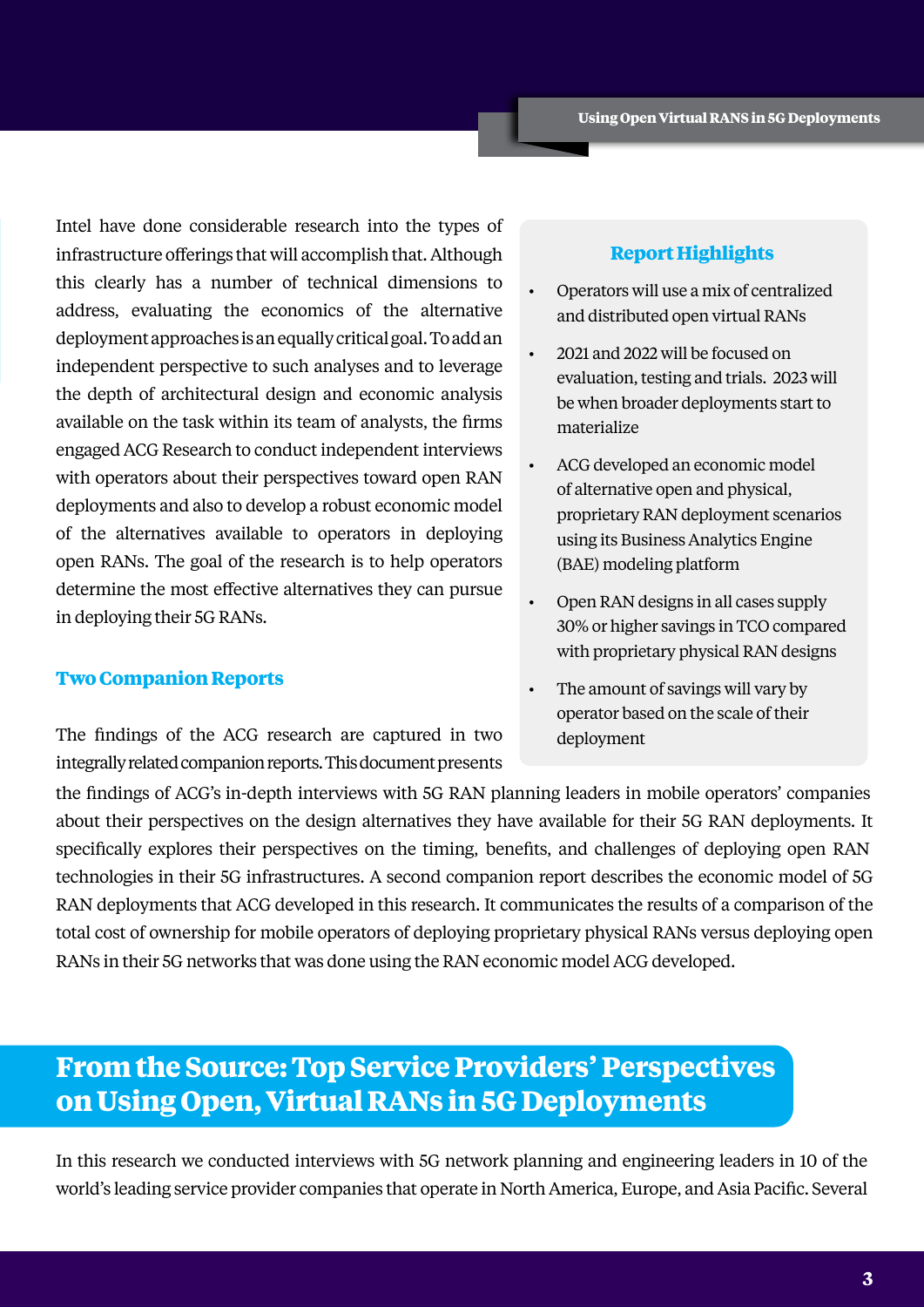Intel have done considerable research into the types of infrastructure offerings that will accomplish that. Although this clearly has a number of technical dimensions to address, evaluating the economics of the alternative deployment approaches is an equally critical goal. To add an independent perspective to such analyses and to leverage the depth of architectural design and economic analysis available on the task within its team of analysts, the firms engaged ACG Research to conduct independent interviews with operators about their perspectives toward open RAN deployments and also to develop a robust economic model of the alternatives available to operators in deploying open RANs. The goal of the research is to help operators determine the most effective alternatives they can pursue in deploying their 5G RANs.

### Report Highlights

- Operators will use a mix of centralized and distributed open virtual RANs
- 2021 and 2022 will be focused on evaluation, testing and trials. 2023 will be when broader deployments start to materialize
- ACG developed an economic model of alternative open and physical, proprietary RAN deployment scenarios using its Business Analytics Engine (BAE) modeling platform
- Open RAN designs in all cases supply 30% or higher savings in TCO compared with proprietary physical RAN designs
- The amount of savings will vary by operator based on the scale of their deployment

### Two Companion Reports

The findings of the ACG research are captured in two integrally related companion reports. This document presents the findings of ACG's in-depth interviews with 5G RAN planning leaders in mobile operators' companies about their perspectives on the design alternatives they have available for their 5G RAN deployments. It specifically explores their perspectives on the timing, benefits, and challenges of deploying open RAN technologies in their 5G infrastructures. A second companion report describes the economic model of 5G RAN deployments that ACG developed in this research. It communicates the results of a comparison of the total cost of ownership for mobile operators of deploying proprietary physical RANs versus deploying open RANs in their 5G networks that was done using the RAN economic model ACG developed.

## From the Source: Top Service Providers' Perspectives on Using Open, Virtual RANs in 5G Deployments

In this research we conducted interviews with 5G network planning and engineering leaders in 10 of the world's leading service provider companies that operate in North America, Europe, and Asia Pacific. Several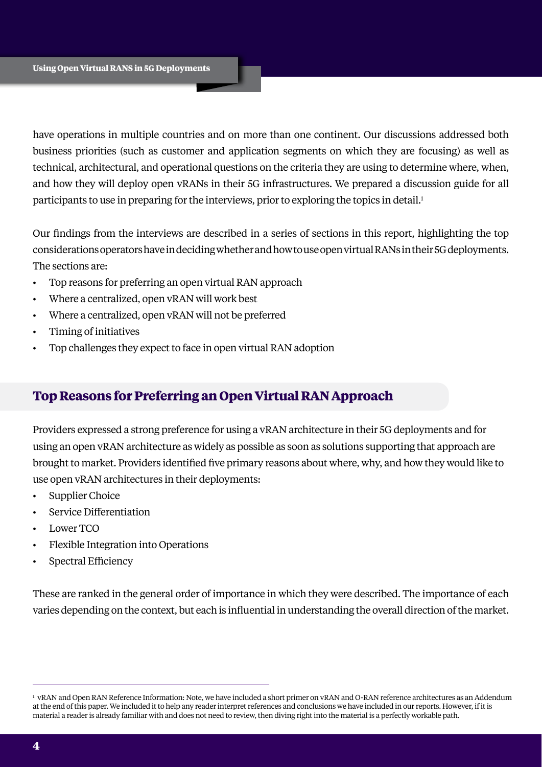have operations in multiple countries and on more than one continent. Our discussions addressed both business priorities (such as customer and application segments on which they are focusing) as well as technical, architectural, and operational questions on the criteria they are using to determine where, when, and how they will deploy open vRANs in their 5G infrastructures. We prepared a discussion guide for all participants to use in preparing for the interviews, prior to exploring the topics in detail.[1]

Our findings from the interviews are described in a series of sections in this report, highlighting the top considerations operators have in deciding whether and how to use open virtual RANs in their 5G deployments. The sections are:

- Top reasons for preferring an open virtual RAN approach
- Where a centralized, open vRAN will work best
- Where a centralized, open vRAN will not be preferred
- Timing of initiatives
- Top challenges they expect to face in open virtual RAN adoption

## Top Reasons for Preferring an Open Virtual RAN Approach

Providers expressed a strong preference for using a vRAN architecture in their 5G deployments and for using an open vRAN architecture as widely as possible as soon as solutions supporting that approach are brought to market. Providers identified five primary reasons about where, why, and how they would like to use open vRAN architectures in their deployments:

- Supplier Choice
- Service Differentiation
- Lower TCO
- Flexible Integration into Operations
- Spectral Efficiency

These are ranked in the general order of importance in which they were described. The importance of each varies depending on the context, but each is influential in understanding the overall direction of the market.

---

[1] vRAN and Open RAN Reference Information: Note, we have included a short primer on vRAN and O-RAN reference architectures as an Addendum at the end of this paper. We included it to help any reader interpret references and conclusions we have included in our reports. However, if it is material a reader is already familiar with and does not need to review, then diving right into the material is a perfectly workable path.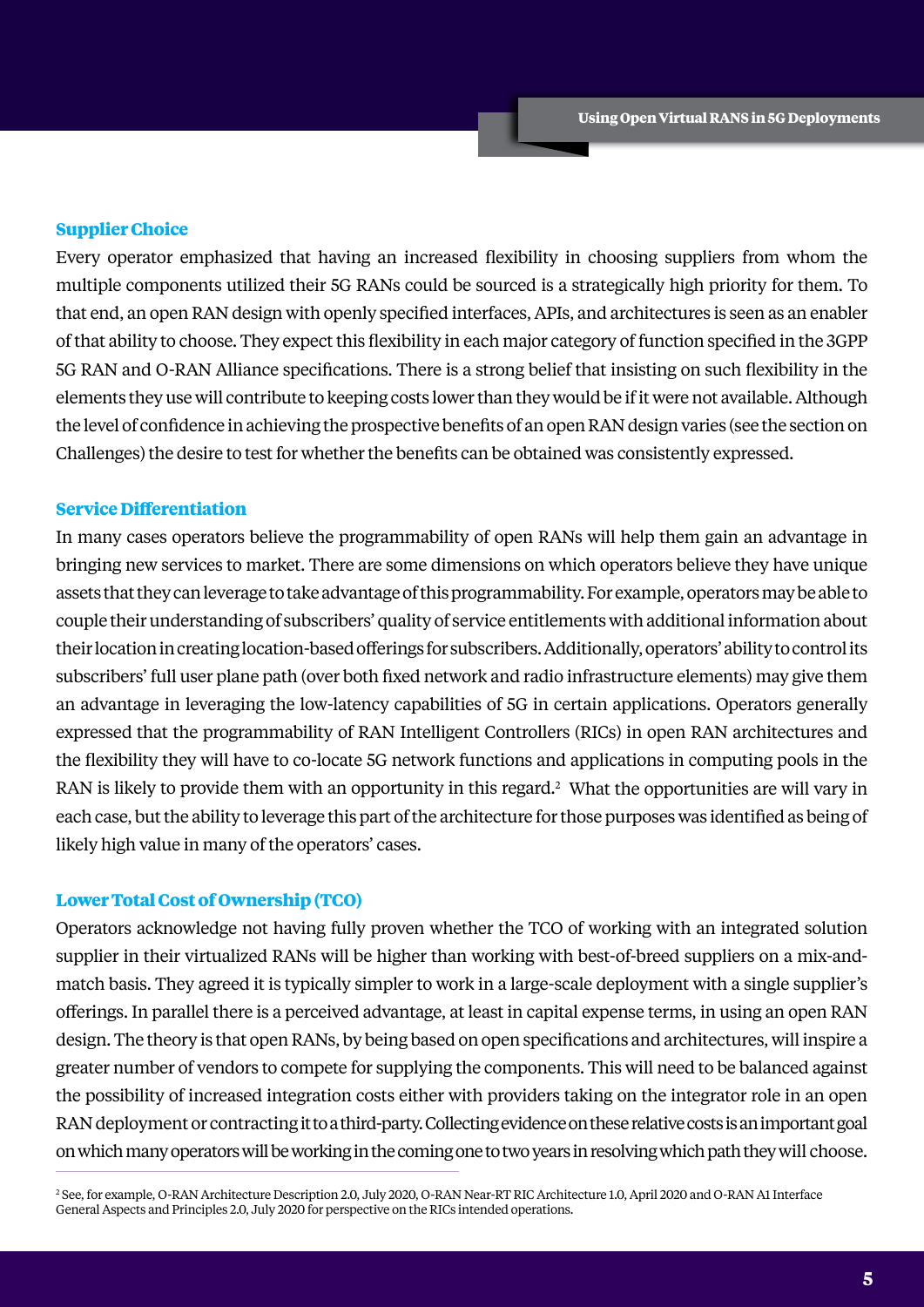### Supplier Choice

Every operator emphasized that having an increased flexibility in choosing suppliers from whom the multiple components utilized their 5G RANs could be sourced is a strategically high priority for them. To that end, an open RAN design with openly specified interfaces, APIs, and architectures is seen as an enabler of that ability to choose. They expect this flexibility in each major category of function specified in the 3GPP 5G RAN and O-RAN Alliance specifications. There is a strong belief that insisting on such flexibility in the elements they use will contribute to keeping costs lower than they would be if it were not available. Although the level of confidence in achieving the prospective benefits of an open RAN design varies (see the section on Challenges) the desire to test for whether the benefits can be obtained was consistently expressed.

### Service Differentiation

In many cases operators believe the programmability of open RANs will help them gain an advantage in bringing new services to market. There are some dimensions on which operators believe they have unique assets that they can leverage to take advantage of this programmability. For example, operators may be able to couple their understanding of subscribers' quality of service entitlements with additional information about their location in creating location-based offerings for subscribers. Additionally, operators' ability to control its subscribers' full user plane path (over both fixed network and radio infrastructure elements) may give them an advantage in leveraging the low-latency capabilities of 5G in certain applications. Operators generally expressed that the programmability of RAN Intelligent Controllers (RICs) in open RAN architectures and the flexibility they will have to co-locate 5G network functions and applications in computing pools in the RAN is likely to provide them with an opportunity in this regard.[2] What the opportunities are will vary in each case, but the ability to leverage this part of the architecture for those purposes was identified as being of likely high value in many of the operators' cases.

### Lower Total Cost of Ownership (TCO)

Operators acknowledge not having fully proven whether the TCO of working with an integrated solution supplier in their virtualized RANs will be higher than working with best-of-breed suppliers on a mix-and-match basis. They agreed it is typically simpler to work in a large-scale deployment with a single supplier's offerings. In parallel there is a perceived advantage, at least in capital expense terms, in using an open RAN design. The theory is that open RANs, by being based on open specifications and architectures, will inspire a greater number of vendors to compete for supplying the components. This will need to be balanced against the possibility of increased integration costs either with providers taking on the integrator role in an open RAN deployment or contracting it to a third-party. Collecting evidence on these relative costs is an important goal on which many operators will be working in the coming one to two years in resolving which path they will choose.

---

[2] See, for example, O-RAN Architecture Description 2.0, July 2020, O-RAN Near-RT RIC Architecture 1.0, April 2020 and O-RAN A1 Interface General Aspects and Principles 2.0, July 2020 for perspective on the RICs intended operations.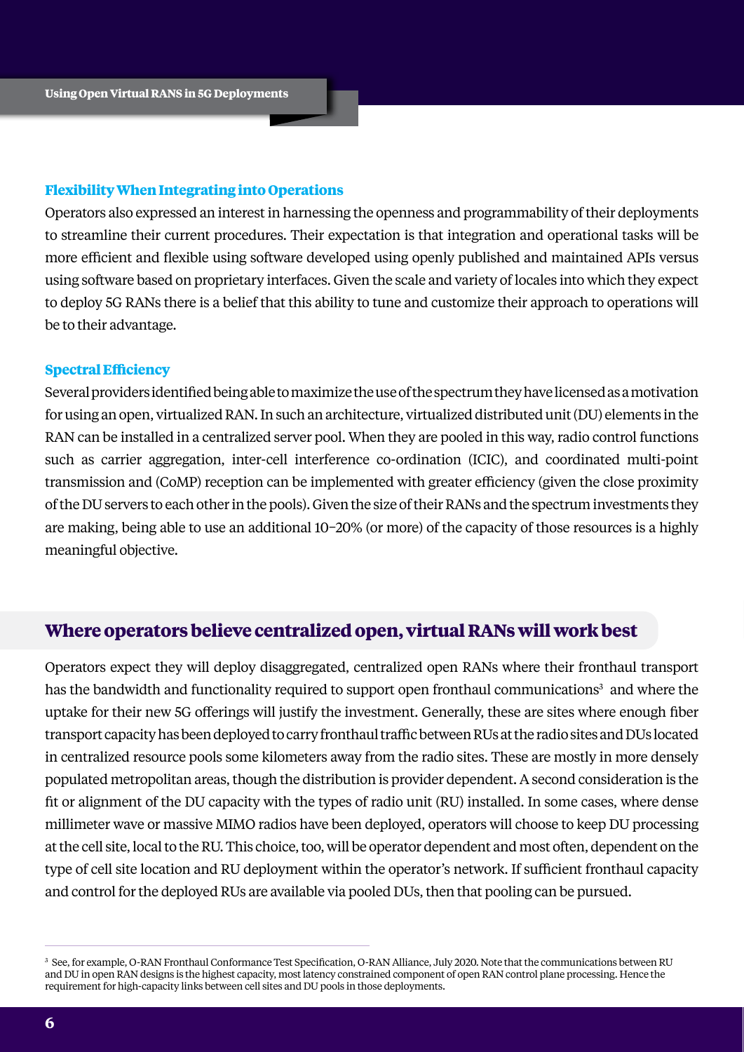### Flexibility When Integrating into Operations

Operators also expressed an interest in harnessing the openness and programmability of their deployments to streamline their current procedures. Their expectation is that integration and operational tasks will be more efficient and flexible using software developed using openly published and maintained APIs versus using software based on proprietary interfaces. Given the scale and variety of locales into which they expect to deploy 5G RANs there is a belief that this ability to tune and customize their approach to operations will be to their advantage.

### Spectral Efficiency

Several providers identified being able to maximize the use of the spectrum they have licensed as a motivation for using an open, virtualized RAN. In such an architecture, virtualized distributed unit (DU) elements in the RAN can be installed in a centralized server pool. When they are pooled in this way, radio control functions such as carrier aggregation, inter-cell interference co-ordination (ICIC), and coordinated multi-point transmission and (CoMP) reception can be implemented with greater efficiency (given the close proximity of the DU servers to each other in the pools). Given the size of their RANs and the spectrum investments they are making, being able to use an additional 10–20% (or more) of the capacity of those resources is a highly meaningful objective.

## Where operators believe centralized open, virtual RANs will work best

Operators expect they will deploy disaggregated, centralized open RANs where their fronthaul transport has the bandwidth and functionality required to support open fronthaul communications[3] and where the uptake for their new 5G offerings will justify the investment. Generally, these are sites where enough fiber transport capacity has been deployed to carry fronthaul traffic between RUs at the radio sites and DUs located in centralized resource pools some kilometers away from the radio sites. These are mostly in more densely populated metropolitan areas, though the distribution is provider dependent. A second consideration is the fit or alignment of the DU capacity with the types of radio unit (RU) installed. In some cases, where dense millimeter wave or massive MIMO radios have been deployed, operators will choose to keep DU processing at the cell site, local to the RU. This choice, too, will be operator dependent and most often, dependent on the type of cell site location and RU deployment within the operator's network. If sufficient fronthaul capacity and control for the deployed RUs are available via pooled DUs, then that pooling can be pursued.

---

[3] See, for example, O-RAN Fronthaul Conformance Test Specification, O-RAN Alliance, July 2020. Note that the communications between RU and DU in open RAN designs is the highest capacity, most latency constrained component of open RAN control plane processing. Hence the requirement for high-capacity links between cell sites and DU pools in those deployments.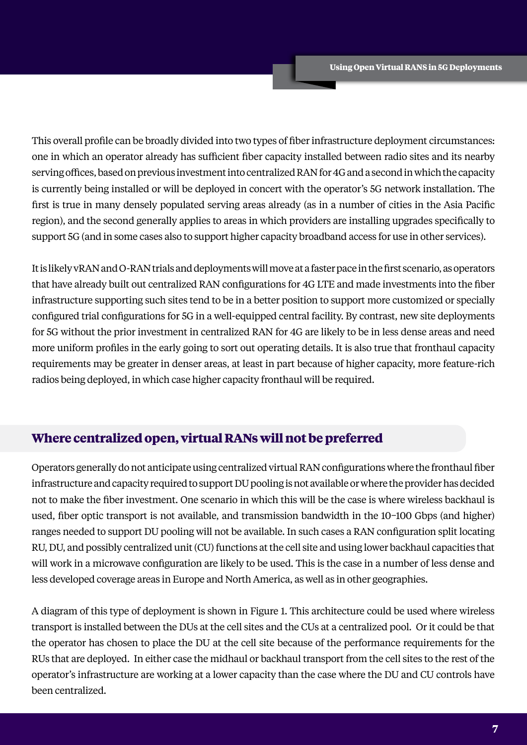This overall profile can be broadly divided into two types of fiber infrastructure deployment circumstances: one in which an operator already has sufficient fiber capacity installed between radio sites and its nearby serving offices, based on previous investment into centralized RAN for 4G and a second in which the capacity is currently being installed or will be deployed in concert with the operator's 5G network installation. The first is true in many densely populated serving areas already (as in a number of cities in the Asia Pacific region), and the second generally applies to areas in which providers are installing upgrades specifically to support 5G (and in some cases also to support higher capacity broadband access for use in other services).

It is likely vRAN and O-RAN trials and deployments will move at a faster pace in the first scenario, as operators that have already built out centralized RAN configurations for 4G LTE and made investments into the fiber infrastructure supporting such sites tend to be in a better position to support more customized or specially configured trial configurations for 5G in a well-equipped central facility. By contrast, new site deployments for 5G without the prior investment in centralized RAN for 4G are likely to be in less dense areas and need more uniform profiles in the early going to sort out operating details. It is also true that fronthaul capacity requirements may be greater in denser areas, at least in part because of higher capacity, more feature-rich radios being deployed, in which case higher capacity fronthaul will be required.

## Where centralized open, virtual RANs will not be preferred

Operators generally do not anticipate using centralized virtual RAN configurations where the fronthaul fiber infrastructure and capacity required to support DU pooling is not available or where the provider has decided not to make the fiber investment. One scenario in which this will be the case is where wireless backhaul is used, fiber optic transport is not available, and transmission bandwidth in the 10–100 Gbps (and higher) ranges needed to support DU pooling will not be available. In such cases a RAN configuration split locating RU, DU, and possibly centralized unit (CU) functions at the cell site and using lower backhaul capacities that will work in a microwave configuration are likely to be used. This is the case in a number of less dense and less developed coverage areas in Europe and North America, as well as in other geographies.

A diagram of this type of deployment is shown in Figure 1. This architecture could be used where wireless transport is installed between the DUs at the cell sites and the CUs at a centralized pool. Or it could be that the operator has chosen to place the DU at the cell site because of the performance requirements for the RUs that are deployed. In either case the midhaul or backhaul transport from the cell sites to the rest of the operator's infrastructure are working at a lower capacity than the case where the DU and CU controls have been centralized.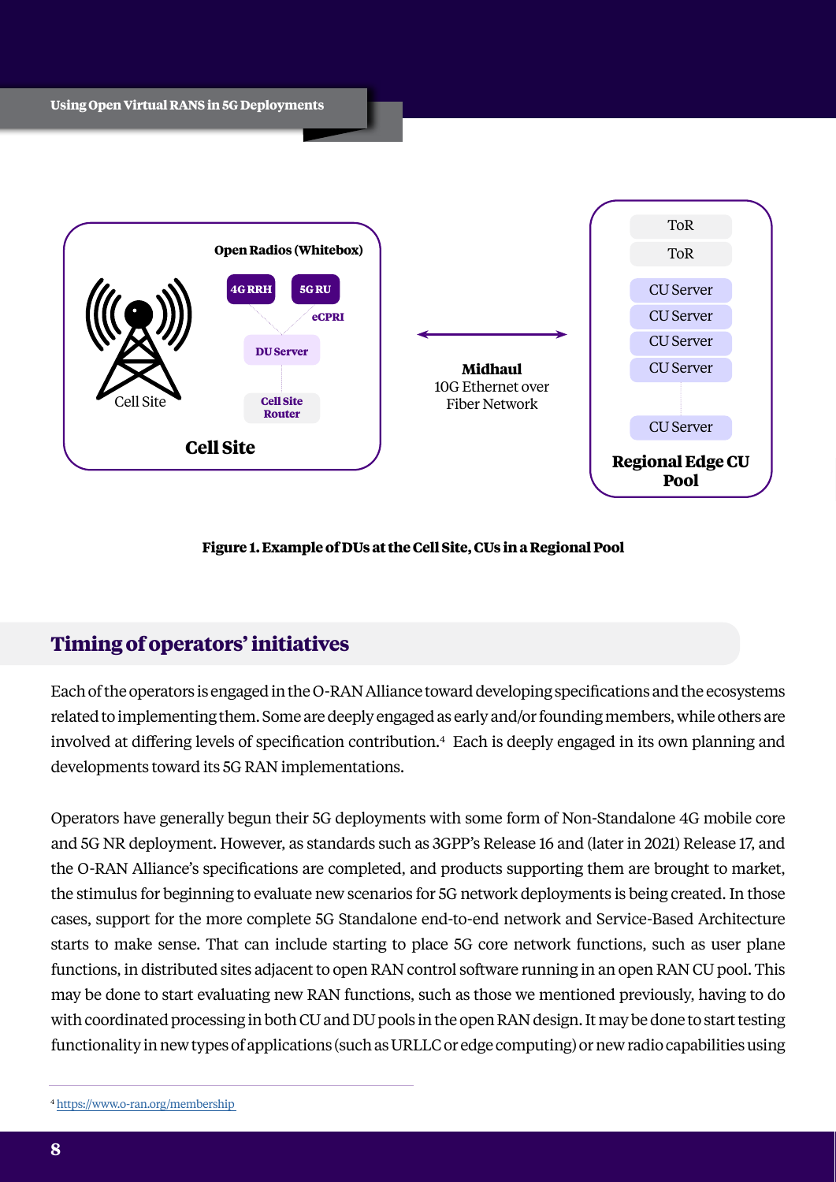**Figure 1. Example of DUs at the Cell Site, CUs in a Regional Pool**

## Timing of operators' initiatives

Each of the operators is engaged in the O-RAN Alliance toward developing specifications and the ecosystems related to implementing them. Some are deeply engaged as early and/or founding members, while others are involved at differing levels of specification contribution.[4] Each is deeply engaged in its own planning and developments toward its 5G RAN implementations.

Operators have generally begun their 5G deployments with some form of Non-Standalone 4G mobile core and 5G NR deployment. However, as standards such as 3GPP's Release 16 and (later in 2021) Release 17, and the O-RAN Alliance's specifications are completed, and products supporting them are brought to market, the stimulus for beginning to evaluate new scenarios for 5G network deployments is being created. In those cases, support for the more complete 5G Standalone end-to-end network and Service-Based Architecture starts to make sense. That can include starting to place 5G core network functions, such as user plane functions, in distributed sites adjacent to open RAN control software running in an open RAN CU pool. This may be done to start evaluating new RAN functions, such as those we mentioned previously, having to do with coordinated processing in both CU and DU pools in the open RAN design. It may be done to start testing functionality in new types of applications (such as URLLC or edge computing) or new radio capabilities using

[4] https://www.o-ran.org/membership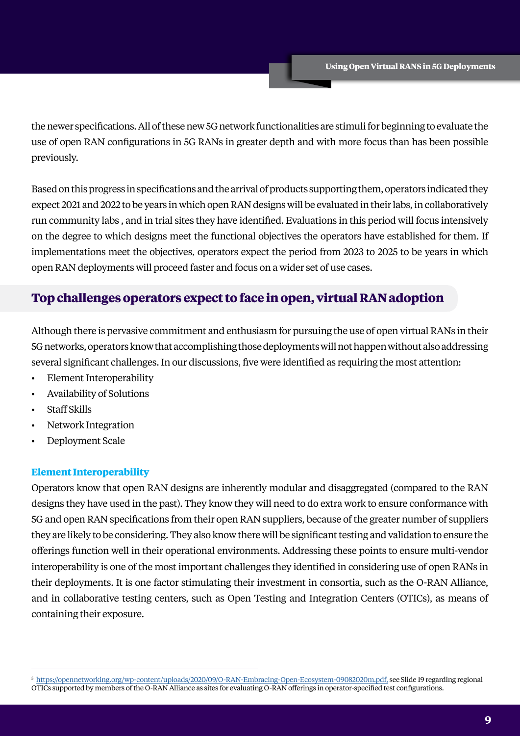the newer specifications. All of these new 5G network functionalities are stimuli for beginning to evaluate the use of open RAN configurations in 5G RANs in greater depth and with more focus than has been possible previously.

Based on this progress in specifications and the arrival of products supporting them, operators indicated they expect 2021 and 2022 to be years in which open RAN designs will be evaluated in their labs, in collaboratively run community labs , and in trial sites they have identified. Evaluations in this period will focus intensively on the degree to which designs meet the functional objectives the operators have established for them. If implementations meet the objectives, operators expect the period from 2023 to 2025 to be years in which open RAN deployments will proceed faster and focus on a wider set of use cases.

## Top challenges operators expect to face in open, virtual RAN adoption

Although there is pervasive commitment and enthusiasm for pursuing the use of open virtual RANs in their 5G networks, operators know that accomplishing those deployments will not happen without also addressing several significant challenges. In our discussions, five were identified as requiring the most attention:

- Element Interoperability
- Availability of Solutions
- Staff Skills
- Network Integration
- Deployment Scale

### Element Interoperability

Operators know that open RAN designs are inherently modular and disaggregated (compared to the RAN designs they have used in the past). They know they will need to do extra work to ensure conformance with 5G and open RAN specifications from their open RAN suppliers, because of the greater number of suppliers they are likely to be considering. They also know there will be significant testing and validation to ensure the offerings function well in their operational environments. Addressing these points to ensure multi-vendor interoperability is one of the most important challenges they identified in considering use of open RANs in their deployments. It is one factor stimulating their investment in consortia, such as the O-RAN Alliance, and in collaborative testing centers, such as Open Testing and Integration Centers (OTICs), as means of containing their exposure.

---

[5] https://opennetworking.org/wp-content/uploads/2020/09/O-RAN-Embracing-Open-Ecosystem-09082020m.pdf, see Slide 19 regarding regional OTICs supported by members of the O-RAN Alliance as sites for evaluating O-RAN offerings in operator-specified test configurations.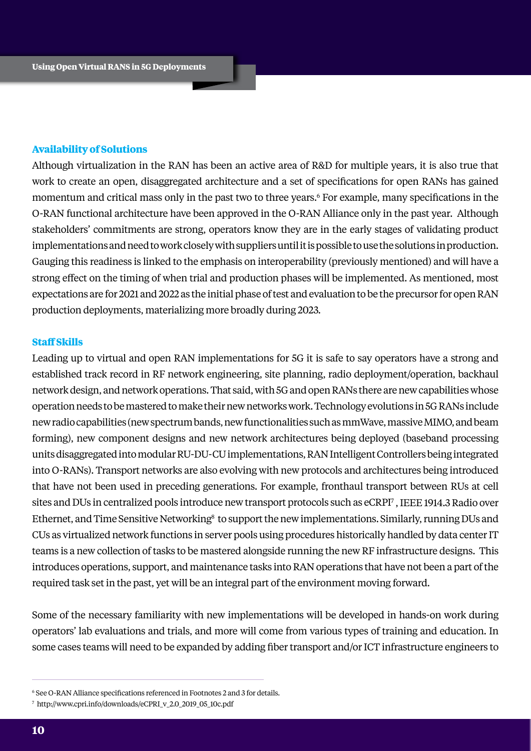## Availability of Solutions

Although virtualization in the RAN has been an active area of R&D for multiple years, it is also true that work to create an open, disaggregated architecture and a set of specifications for open RANs has gained momentum and critical mass only in the past two to three years.[6] For example, many specifications in the O-RAN functional architecture have been approved in the O-RAN Alliance only in the past year. Although stakeholders' commitments are strong, operators know they are in the early stages of validating product implementations and need to work closely with suppliers until it is possible to use the solutions in production. Gauging this readiness is linked to the emphasis on interoperability (previously mentioned) and will have a strong effect on the timing of when trial and production phases will be implemented. As mentioned, most expectations are for 2021 and 2022 as the initial phase of test and evaluation to be the precursor for open RAN production deployments, materializing more broadly during 2023.

## Staff Skills

Leading up to virtual and open RAN implementations for 5G it is safe to say operators have a strong and established track record in RF network engineering, site planning, radio deployment/operation, backhaul network design, and network operations. That said, with 5G and open RANs there are new capabilities whose operation needs to be mastered to make their new networks work. Technology evolutions in 5G RANs include new radio capabilities (new spectrum bands, new functionalities such as mmWave, massive MIMO, and beam forming), new component designs and new network architectures being deployed (baseband processing units disaggregated into modular RU-DU-CU implementations, RAN Intelligent Controllers being integrated into O-RANs). Transport networks are also evolving with new protocols and architectures being introduced that have not been used in preceding generations. For example, fronthaul transport between RUs at cell sites and DUs in centralized pools introduce new transport protocols such as eCRPI[7] , IEEE 1914.3 Radio over Ethernet, and Time Sensitive Networking[8] to support the new implementations. Similarly, running DUs and CUs as virtualized network functions in server pools using procedures historically handled by data center IT teams is a new collection of tasks to be mastered alongside running the new RF infrastructure designs. This introduces operations, support, and maintenance tasks into RAN operations that have not been a part of the required task set in the past, yet will be an integral part of the environment moving forward.

Some of the necessary familiarity with new implementations will be developed in hands-on work during operators' lab evaluations and trials, and more will come from various types of training and education. In some cases teams will need to be expanded by adding fiber transport and/or ICT infrastructure engineers to

---

[6] See O-RAN Alliance specifications referenced in Footnotes 2 and 3 for details.

[7] http://www.cpri.info/downloads/eCPRI_v_2.0_2019_05_10c.pdf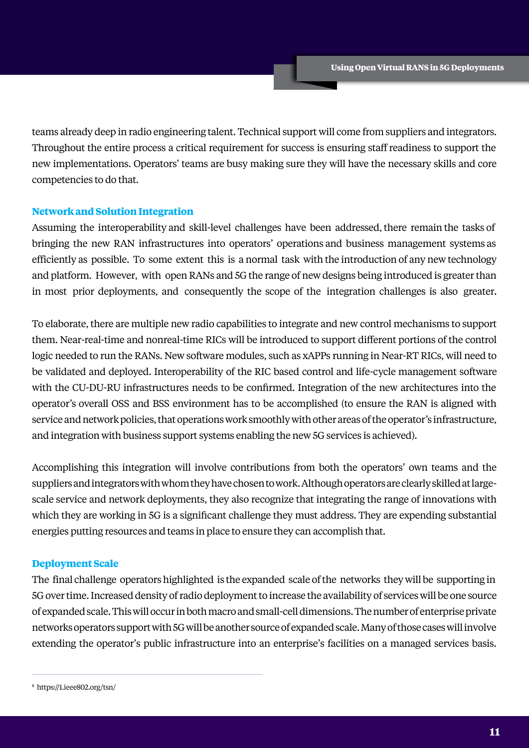teams already deep in radio engineering talent. Technical support will come from suppliers and integrators. Throughout the entire process a critical requirement for success is ensuring staff readiness to support the new implementations. Operators' teams are busy making sure they will have the necessary skills and core competencies to do that.

### Network and Solution Integration

Assuming the interoperability and skill-level challenges have been addressed, there remain the tasks of bringing the new RAN infrastructures into operators' operations and business management systems as efficiently as possible. To some extent this is a normal task with the introduction of any new technology and platform. However, with open RANs and 5G the range of new designs being introduced is greater than in most prior deployments, and consequently the scope of the integration challenges is also greater.

To elaborate, there are multiple new radio capabilities to integrate and new control mechanisms to support them. Near-real-time and nonreal-time RICs will be introduced to support different portions of the control logic needed to run the RANs. New software modules, such as xAPPs running in Near-RT RICs, will need to be validated and deployed. Interoperability of the RIC based control and life-cycle management software with the CU-DU-RU infrastructures needs to be confirmed. Integration of the new architectures into the operator's overall OSS and BSS environment has to be accomplished (to ensure the RAN is aligned with service and network policies, that operations work smoothly with other areas of the operator's infrastructure, and integration with business support systems enabling the new 5G services is achieved).

Accomplishing this integration will involve contributions from both the operators' own teams and the suppliers and integrators with whom they have chosen to work. Although operators are clearly skilled at large-scale service and network deployments, they also recognize that integrating the range of innovations with which they are working in 5G is a significant challenge they must address. They are expending substantial energies putting resources and teams in place to ensure they can accomplish that.

### Deployment Scale

The final challenge operators highlighted is the expanded scale of the networks they will be supporting in 5G over time. Increased density of radio deployment to increase the availability of services will be one source of expanded scale. This will occur in both macro and small-cell dimensions. The number of enterprise private networks operators support with 5G will be another source of expanded scale. Many of those cases will involve extending the operator's public infrastructure into an enterprise's facilities on a managed services basis.

---

[8] https://1.ieee802.org/tsn/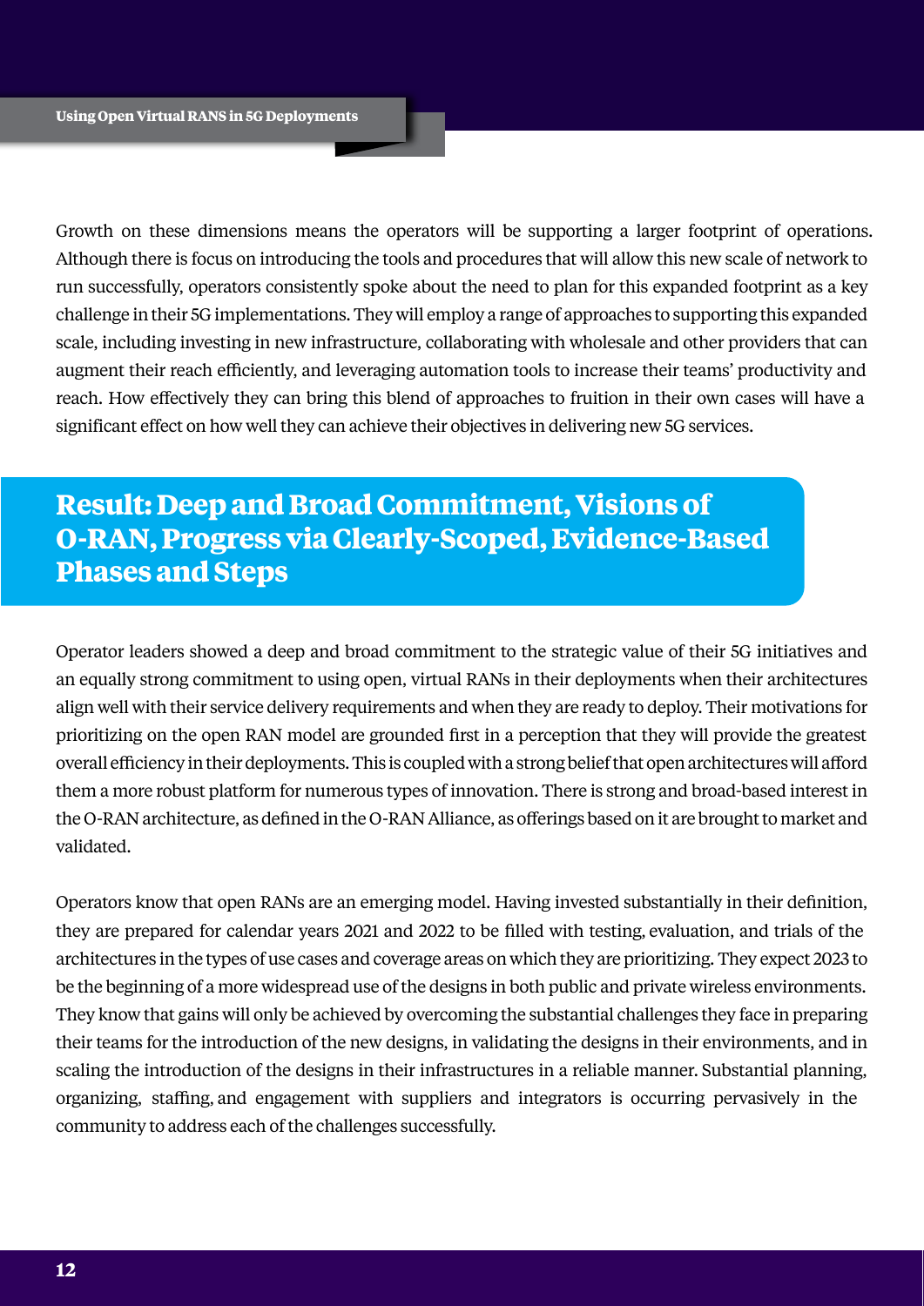Growth on these dimensions means the operators will be supporting a larger footprint of operations. Although there is focus on introducing the tools and procedures that will allow this new scale of network to run successfully, operators consistently spoke about the need to plan for this expanded footprint as a key challenge in their 5G implementations. They will employ a range of approaches to supporting this expanded scale, including investing in new infrastructure, collaborating with wholesale and other providers that can augment their reach efficiently, and leveraging automation tools to increase their teams' productivity and reach. How effectively they can bring this blend of approaches to fruition in their own cases will have a significant effect on how well they can achieve their objectives in delivering new 5G services.

## Result: Deep and Broad Commitment, Visions of O-RAN, Progress via Clearly-Scoped, Evidence-Based Phases and Steps

Operator leaders showed a deep and broad commitment to the strategic value of their 5G initiatives and an equally strong commitment to using open, virtual RANs in their deployments when their architectures align well with their service delivery requirements and when they are ready to deploy. Their motivations for prioritizing on the open RAN model are grounded first in a perception that they will provide the greatest overall efficiency in their deployments. This is coupled with a strong belief that open architectures will afford them a more robust platform for numerous types of innovation. There is strong and broad-based interest in the O-RAN architecture, as defined in the O-RAN Alliance, as offerings based on it are brought to market and validated.

Operators know that open RANs are an emerging model. Having invested substantially in their definition, they are prepared for calendar years 2021 and 2022 to be filled with testing, evaluation, and trials of the architectures in the types of use cases and coverage areas on which they are prioritizing. They expect 2023 to be the beginning of a more widespread use of the designs in both public and private wireless environments. They know that gains will only be achieved by overcoming the substantial challenges they face in preparing their teams for the introduction of the new designs, in validating the designs in their environments, and in scaling the introduction of the designs in their infrastructures in a reliable manner. Substantial planning, organizing, staffing, and engagement with suppliers and integrators is occurring pervasively in the community to address each of the challenges successfully.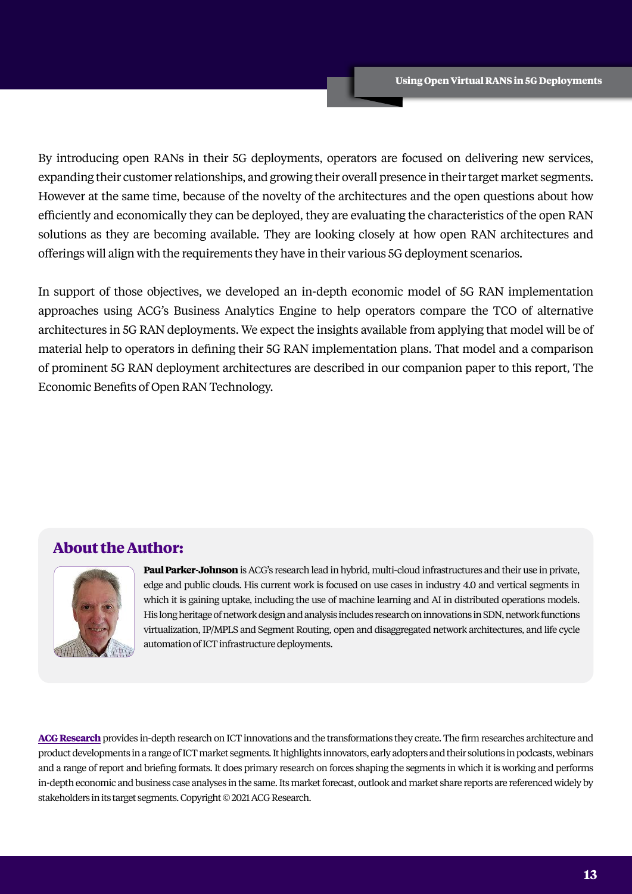By introducing open RANs in their 5G deployments, operators are focused on delivering new services, expanding their customer relationships, and growing their overall presence in their target market segments. However at the same time, because of the novelty of the architectures and the open questions about how efficiently and economically they can be deployed, they are evaluating the characteristics of the open RAN solutions as they are becoming available. They are looking closely at how open RAN architectures and offerings will align with the requirements they have in their various 5G deployment scenarios.

In support of those objectives, we developed an in-depth economic model of 5G RAN implementation approaches using ACG's Business Analytics Engine to help operators compare the TCO of alternative architectures in 5G RAN deployments. We expect the insights available from applying that model will be of material help to operators in defining their 5G RAN implementation plans. That model and a comparison of prominent 5G RAN deployment architectures are described in our companion paper to this report, The Economic Benefits of Open RAN Technology.

## About the Author:

**Paul Parker-Johnson** is ACG's research lead in hybrid, multi-cloud infrastructures and their use in private, edge and public clouds. His current work is focused on use cases in industry 4.0 and vertical segments in which it is gaining uptake, including the use of machine learning and AI in distributed operations models. His long heritage of network design and analysis includes research on innovations in SDN, network functions virtualization, IP/MPLS and Segment Routing, open and disaggregated network architectures, and life cycle automation of ICT infrastructure deployments.

**ACG Research** provides in-depth research on ICT innovations and the transformations they create. The firm researches architecture and product developments in a range of ICT market segments. It highlights innovators, early adopters and their solutions in podcasts, webinars and a range of report and briefing formats. It does primary research on forces shaping the segments in which it is working and performs in-depth economic and business case analyses in the same. Its market forecast, outlook and market share reports are referenced widely by stakeholders in its target segments. Copyright © 2021 ACG Research.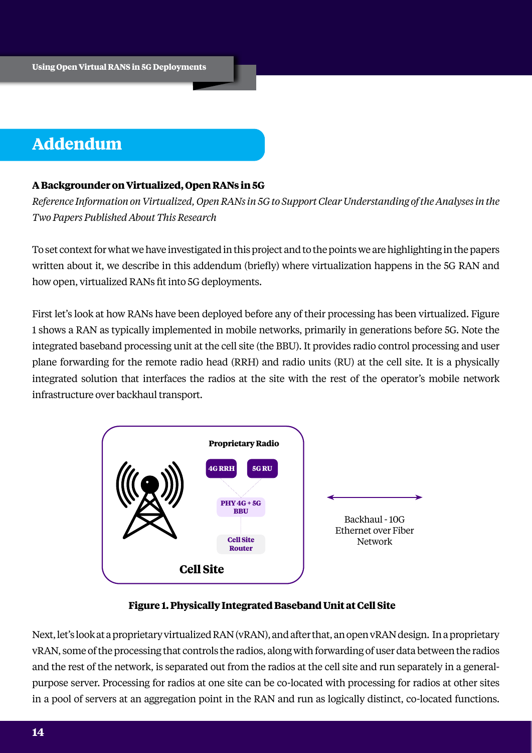## Addendum

**A Backgrounder on Virtualized, Open RANs in 5G**

*Reference Information on Virtualized, Open RANs in 5G to Support Clear Understanding of the Analyses in the Two Papers Published About This Research*

To set context for what we have investigated in this project and to the points we are highlighting in the papers written about it, we describe in this addendum (briefly) where virtualization happens in the 5G RAN and how open, virtualized RANs fit into 5G deployments.

First let's look at how RANs have been deployed before any of their processing has been virtualized. Figure 1 shows a RAN as typically implemented in mobile networks, primarily in generations before 5G. Note the integrated baseband processing unit at the cell site (the BBU). It provides radio control processing and user plane forwarding for the remote radio head (RRH) and radio units (RU) at the cell site. It is a physically integrated solution that interfaces the radios at the site with the rest of the operator's mobile network infrastructure over backhaul transport.

Proprietary Radio

4G RRH

5G RU

PHY 4G + 5G BBU

Cell Site Router

Cell Site

Backhaul - 10G Ethernet over Fiber Network

**Figure 1. Physically Integrated Baseband Unit at Cell Site**

Next, let's look at a proprietary virtualized RAN (vRAN), and after that, an open vRAN design. In a proprietary vRAN, some of the processing that controls the radios, along with forwarding of user data between the radios and the rest of the network, is separated out from the radios at the cell site and run separately in a general-purpose server. Processing for radios at one site can be co-located with processing for radios at other sites in a pool of servers at an aggregation point in the RAN and run as logically distinct, co-located functions.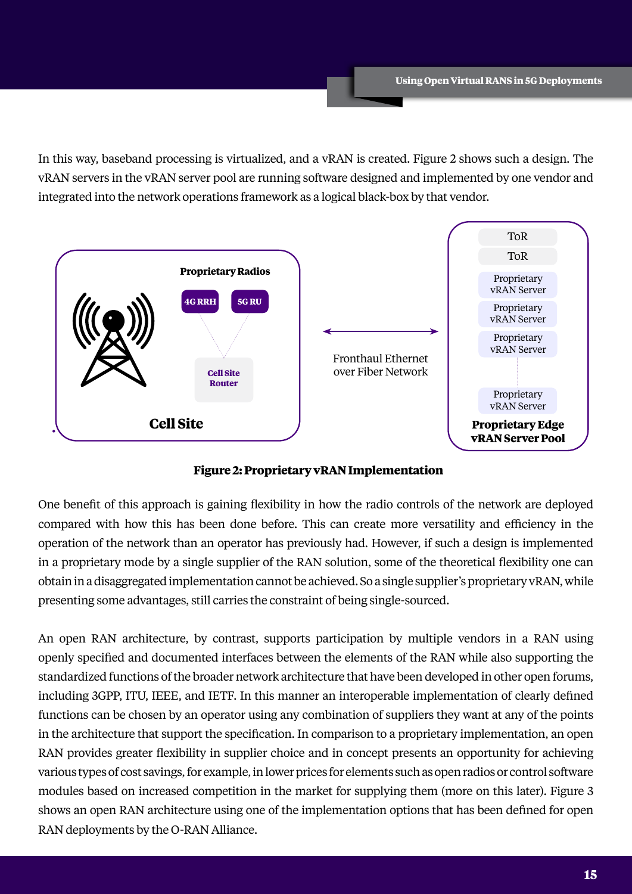In this way, baseband processing is virtualized, and a vRAN is created. Figure 2 shows such a design. The vRAN servers in the vRAN server pool are running software designed and implemented by one vendor and integrated into the network operations framework as a logical black-box by that vendor.

**Figure 2: Proprietary vRAN Implementation**

One benefit of this approach is gaining flexibility in how the radio controls of the network are deployed compared with how this has been done before. This can create more versatility and efficiency in the operation of the network than an operator has previously had. However, if such a design is implemented in a proprietary mode by a single supplier of the RAN solution, some of the theoretical flexibility one can obtain in a disaggregated implementation cannot be achieved. So a single supplier's proprietary vRAN, while presenting some advantages, still carries the constraint of being single-sourced.

An open RAN architecture, by contrast, supports participation by multiple vendors in a RAN using openly specified and documented interfaces between the elements of the RAN while also supporting the standardized functions of the broader network architecture that have been developed in other open forums, including 3GPP, ITU, IEEE, and IETF. In this manner an interoperable implementation of clearly defined functions can be chosen by an operator using any combination of suppliers they want at any of the points in the architecture that support the specification. In comparison to a proprietary implementation, an open RAN provides greater flexibility in supplier choice and in concept presents an opportunity for achieving various types of cost savings, for example, in lower prices for elements such as open radios or control software modules based on increased competition in the market for supplying them (more on this later). Figure 3 shows an open RAN architecture using one of the implementation options that has been defined for open RAN deployments by the O-RAN Alliance.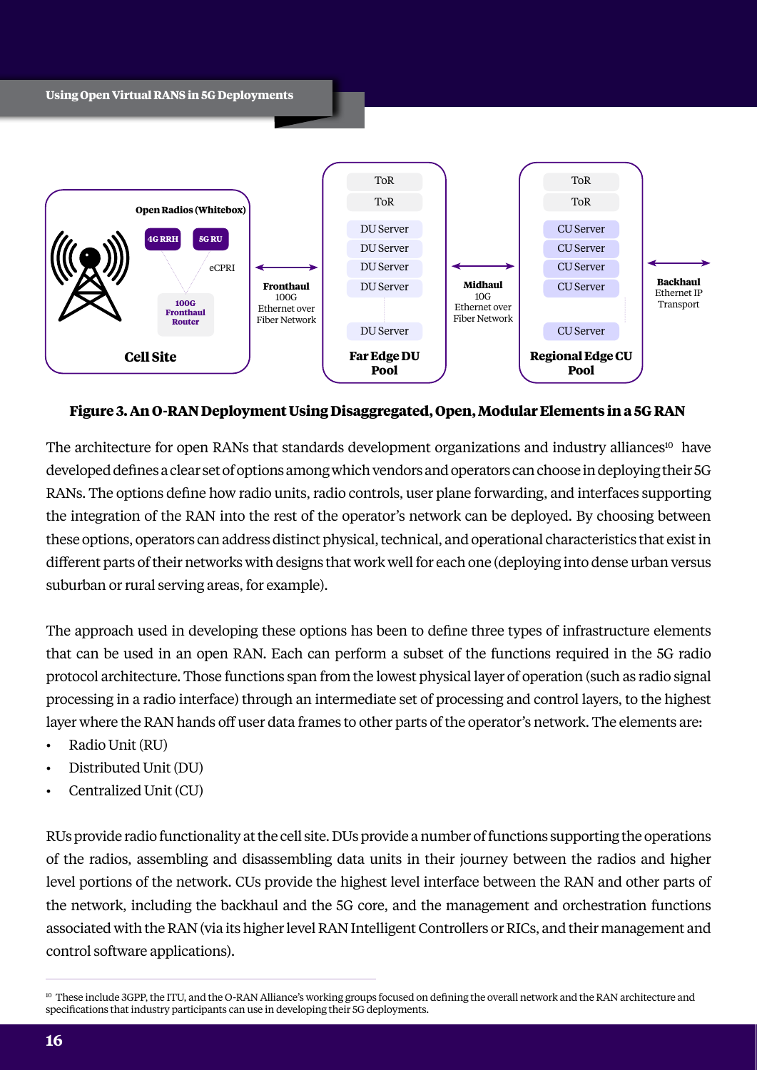**Figure 3. An O-RAN Deployment Using Disaggregated, Open, Modular Elements in a 5G RAN**

The architecture for open RANs that standards development organizations and industry alliances[10] have developed defines a clear set of options among which vendors and operators can choose in deploying their 5G RANs. The options define how radio units, radio controls, user plane forwarding, and interfaces supporting the integration of the RAN into the rest of the operator's network can be deployed. By choosing between these options, operators can address distinct physical, technical, and operational characteristics that exist in different parts of their networks with designs that work well for each one (deploying into dense urban versus suburban or rural serving areas, for example).

The approach used in developing these options has been to define three types of infrastructure elements that can be used in an open RAN. Each can perform a subset of the functions required in the 5G radio protocol architecture. Those functions span from the lowest physical layer of operation (such as radio signal processing in a radio interface) through an intermediate set of processing and control layers, to the highest layer where the RAN hands off user data frames to other parts of the operator's network. The elements are:

- Radio Unit (RU)
- Distributed Unit (DU)
- Centralized Unit (CU)

RUs provide radio functionality at the cell site. DUs provide a number of functions supporting the operations of the radios, assembling and disassembling data units in their journey between the radios and higher level portions of the network. CUs provide the highest level interface between the RAN and other parts of the network, including the backhaul and the 5G core, and the management and orchestration functions associated with the RAN (via its higher level RAN Intelligent Controllers or RICs, and their management and control software applications).

[10] These include 3GPP, the ITU, and the O-RAN Alliance's working groups focused on defining the overall network and the RAN architecture and specifications that industry participants can use in developing their 5G deployments.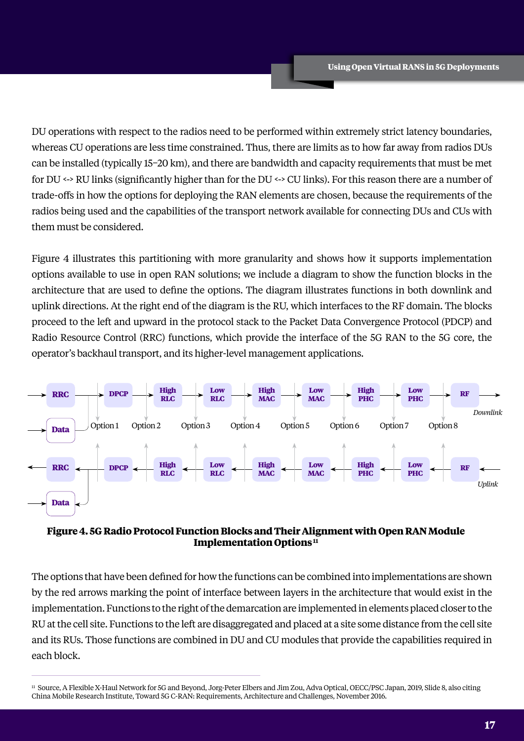DU operations with respect to the radios need to be performed within extremely strict latency boundaries, whereas CU operations are less time constrained. Thus, there are limits as to how far away from radios DUs can be installed (typically 15–20 km), and there are bandwidth and capacity requirements that must be met for DU <-> RU links (significantly higher than for the DU <-> CU links). For this reason there are a number of trade-offs in how the options for deploying the RAN elements are chosen, because the requirements of the radios being used and the capabilities of the transport network available for connecting DUs and CUs with them must be considered.

Figure 4 illustrates this partitioning with more granularity and shows how it supports implementation options available to use in open RAN solutions; we include a diagram to show the function blocks in the architecture that are used to define the options. The diagram illustrates functions in both downlink and uplink directions. At the right end of the diagram is the RU, which interfaces to the RF domain. The blocks proceed to the left and upward in the protocol stack to the Packet Data Convergence Protocol (PDCP) and Radio Resource Control (RRC) functions, which provide the interface of the 5G RAN to the 5G core, the operator's backhaul transport, and its higher-level management applications.

RRC → DPCP → High RLC → Low RLC → High MAC → Low MAC → High PHC → Low PHC → RF → *Downlink*

Data

Option 1 | Option 2 | Option 3 | Option 4 | Option 5 | Option 6 | Option 7 | Option 8

RRC ← DPCP ← High RLC ← Low RLC ← High MAC ← Low MAC ← High PHC ← Low PHC ← RF ← *Uplink*

Data

**Figure 4. 5G Radio Protocol Function Blocks and Their Alignment with Open RAN Module Implementation Options**[11]

The options that have been defined for how the functions can be combined into implementations are shown by the red arrows marking the point of interface between layers in the architecture that would exist in the implementation. Functions to the right of the demarcation are implemented in elements placed closer to the RU at the cell site. Functions to the left are disaggregated and placed at a site some distance from the cell site and its RUs. Those functions are combined in DU and CU modules that provide the capabilities required in each block.

---

[11] Source, A Flexible X-Haul Network for 5G and Beyond, Jorg-Peter Elbers and Jim Zou, Adva Optical, OECC/PSC Japan, 2019, Slide 8, also citing China Mobile Research Institute, Toward 5G C-RAN: Requirements, Architecture and Challenges, November 2016.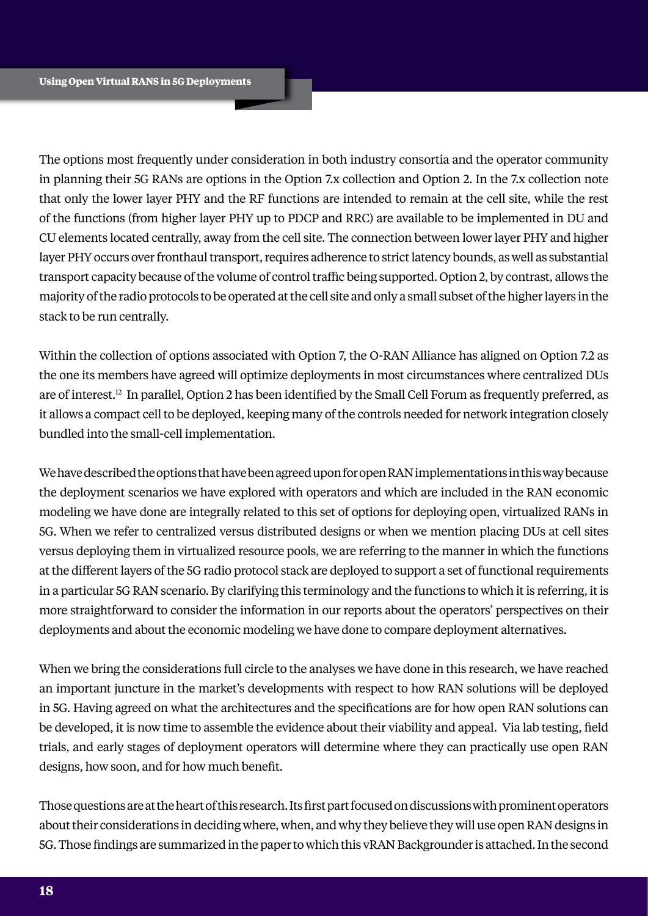The options most frequently under consideration in both industry consortia and the operator community in planning their 5G RANs are options in the Option 7.x collection and Option 2. In the 7.x collection note that only the lower layer PHY and the RF functions are intended to remain at the cell site, while the rest of the functions (from higher layer PHY up to PDCP and RRC) are available to be implemented in DU and CU elements located centrally, away from the cell site. The connection between lower layer PHY and higher layer PHY occurs over fronthaul transport, requires adherence to strict latency bounds, as well as substantial transport capacity because of the volume of control traffic being supported. Option 2, by contrast, allows the majority of the radio protocols to be operated at the cell site and only a small subset of the higher layers in the stack to be run centrally.

Within the collection of options associated with Option 7, the O-RAN Alliance has aligned on Option 7.2 as the one its members have agreed will optimize deployments in most circumstances where centralized DUs are of interest.[12] In parallel, Option 2 has been identified by the Small Cell Forum as frequently preferred, as it allows a compact cell to be deployed, keeping many of the controls needed for network integration closely bundled into the small-cell implementation.

We have described the options that have been agreed upon for open RAN implementations in this way because the deployment scenarios we have explored with operators and which are included in the RAN economic modeling we have done are integrally related to this set of options for deploying open, virtualized RANs in 5G. When we refer to centralized versus distributed designs or when we mention placing DUs at cell sites versus deploying them in virtualized resource pools, we are referring to the manner in which the functions at the different layers of the 5G radio protocol stack are deployed to support a set of functional requirements in a particular 5G RAN scenario. By clarifying this terminology and the functions to which it is referring, it is more straightforward to consider the information in our reports about the operators' perspectives on their deployments and about the economic modeling we have done to compare deployment alternatives.

When we bring the considerations full circle to the analyses we have done in this research, we have reached an important juncture in the market's developments with respect to how RAN solutions will be deployed in 5G. Having agreed on what the architectures and the specifications are for how open RAN solutions can be developed, it is now time to assemble the evidence about their viability and appeal. Via lab testing, field trials, and early stages of deployment operators will determine where they can practically use open RAN designs, how soon, and for how much benefit.

Those questions are at the heart of this research. Its first part focused on discussions with prominent operators about their considerations in deciding where, when, and why they believe they will use open RAN designs in 5G. Those findings are summarized in the paper to which this vRAN Backgrounder is attached. In the second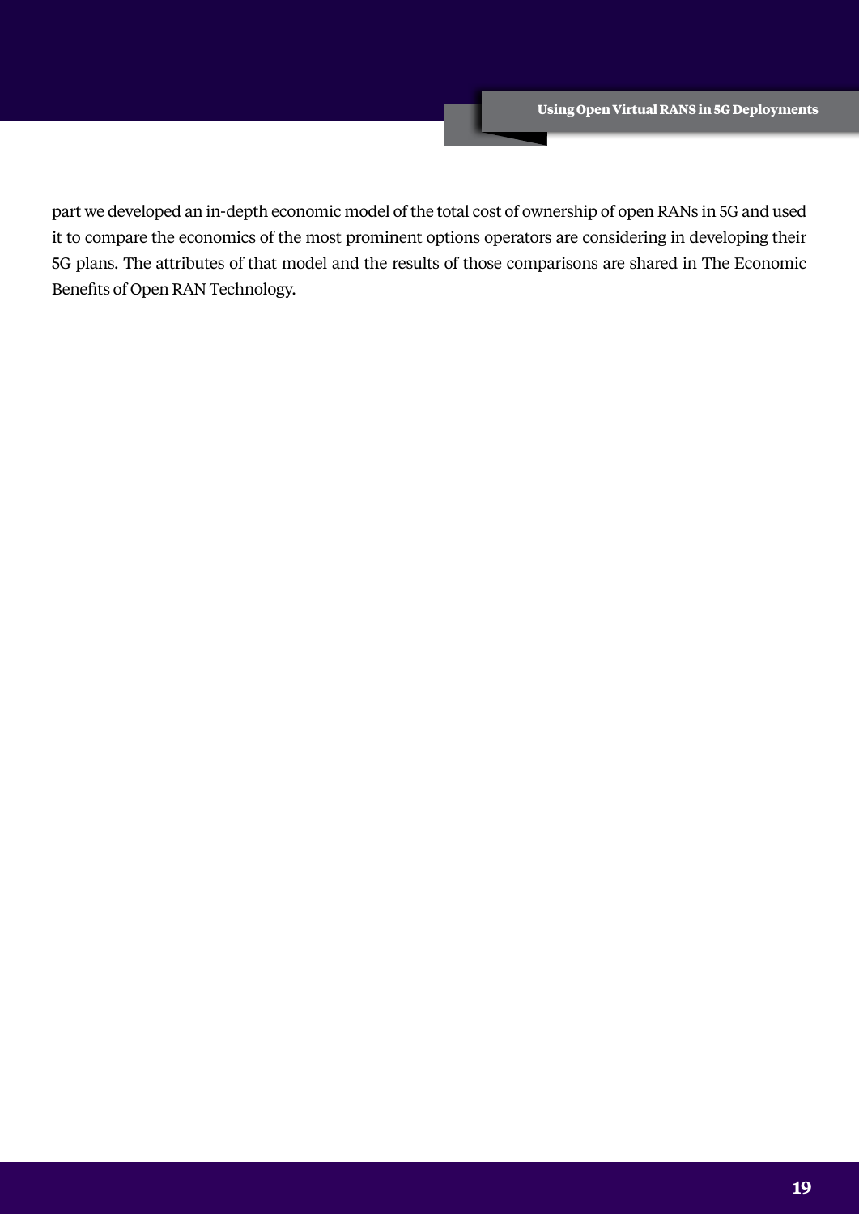part we developed an in-depth economic model of the total cost of ownership of open RANs in 5G and used it to compare the economics of the most prominent options operators are considering in developing their 5G plans. The attributes of that model and the results of those comparisons are shared in The Economic Benefits of Open RAN Technology.